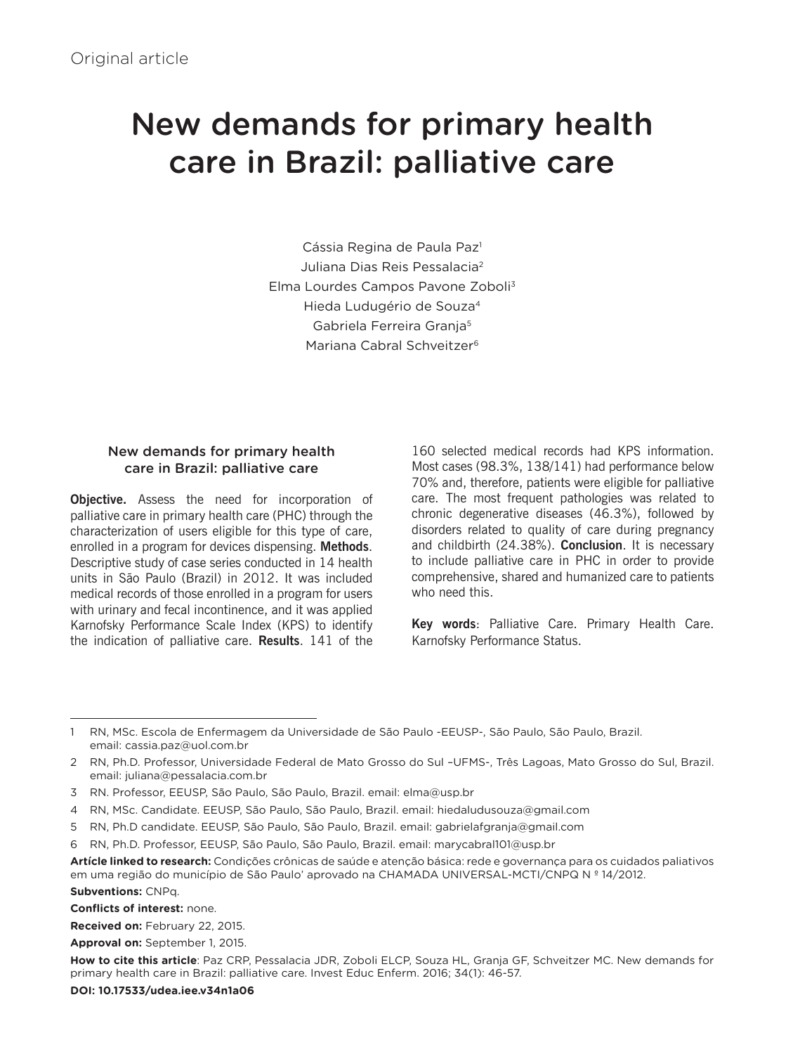Original article

# New demands for primary health care in Brazil: palliative care

Cássia Regina de Paula Paz[1]
Juliana Dias Reis Pessalacia[2]
Elma Lourdes Campos Pavone Zoboli[3]
Hieda Ludugério de Souza[4]
Gabriela Ferreira Granja[5]
Mariana Cabral Schveitzer[6]

### New demands for primary health care in Brazil: palliative care

**Objective.** Assess the need for incorporation of palliative care in primary health care (PHC) through the characterization of users eligible for this type of care, enrolled in a program for devices dispensing. **Methods**. Descriptive study of case series conducted in 14 health units in São Paulo (Brazil) in 2012. It was included medical records of those enrolled in a program for users with urinary and fecal incontinence, and it was applied Karnofsky Performance Scale Index (KPS) to identify the indication of palliative care. **Results**. 141 of the 160 selected medical records had KPS information. Most cases (98.3%, 138/141) had performance below 70% and, therefore, patients were eligible for palliative care. The most frequent pathologies was related to chronic degenerative diseases (46.3%), followed by disorders related to quality of care during pregnancy and childbirth (24.38%). **Conclusion**. It is necessary to include palliative care in PHC in order to provide comprehensive, shared and humanized care to patients who need this.

**Key words**: Palliative Care. Primary Health Care. Karnofsky Performance Status.

---

1 RN, MSc. Escola de Enfermagem da Universidade de São Paulo -EEUSP-, São Paulo, São Paulo, Brazil. email: cassia.paz@uol.com.br

2 RN, Ph.D. Professor, Universidade Federal de Mato Grosso do Sul –UFMS-, Três Lagoas, Mato Grosso do Sul, Brazil. email: juliana@pessalacia.com.br

3 RN. Professor, EEUSP, São Paulo, São Paulo, Brazil. email: elma@usp.br

4 RN, MSc. Candidate. EEUSP, São Paulo, São Paulo, Brazil. email: hiedaludusouza@gmail.com

5 RN, Ph.D candidate. EEUSP, São Paulo, São Paulo, Brazil. email: gabrielafgranja@gmail.com

6 RN, Ph.D. Professor, EEUSP, São Paulo, São Paulo, Brazil. email: marycabral101@usp.br

**Artícle linked to research:** Condições crônicas de saúde e atenção básica: rede e governança para os cuidados paliativos em uma região do município de São Paulo' aprovado na CHAMADA UNIVERSAL-MCTI/CNPQ N º 14/2012.

**Subventions:** CNPq.

**Conflicts of interest:** none.

**Received on:** February 22, 2015.

**Approval on:** September 1, 2015.

**How to cite this article**: Paz CRP, Pessalacia JDR, Zoboli ELCP, Souza HL, Granja GF, Schveitzer MC. New demands for primary health care in Brazil: palliative care. Invest Educ Enferm. 2016; 34(1): 46-57.

**DOI: 10.17533/udea.iee.v34n1a06**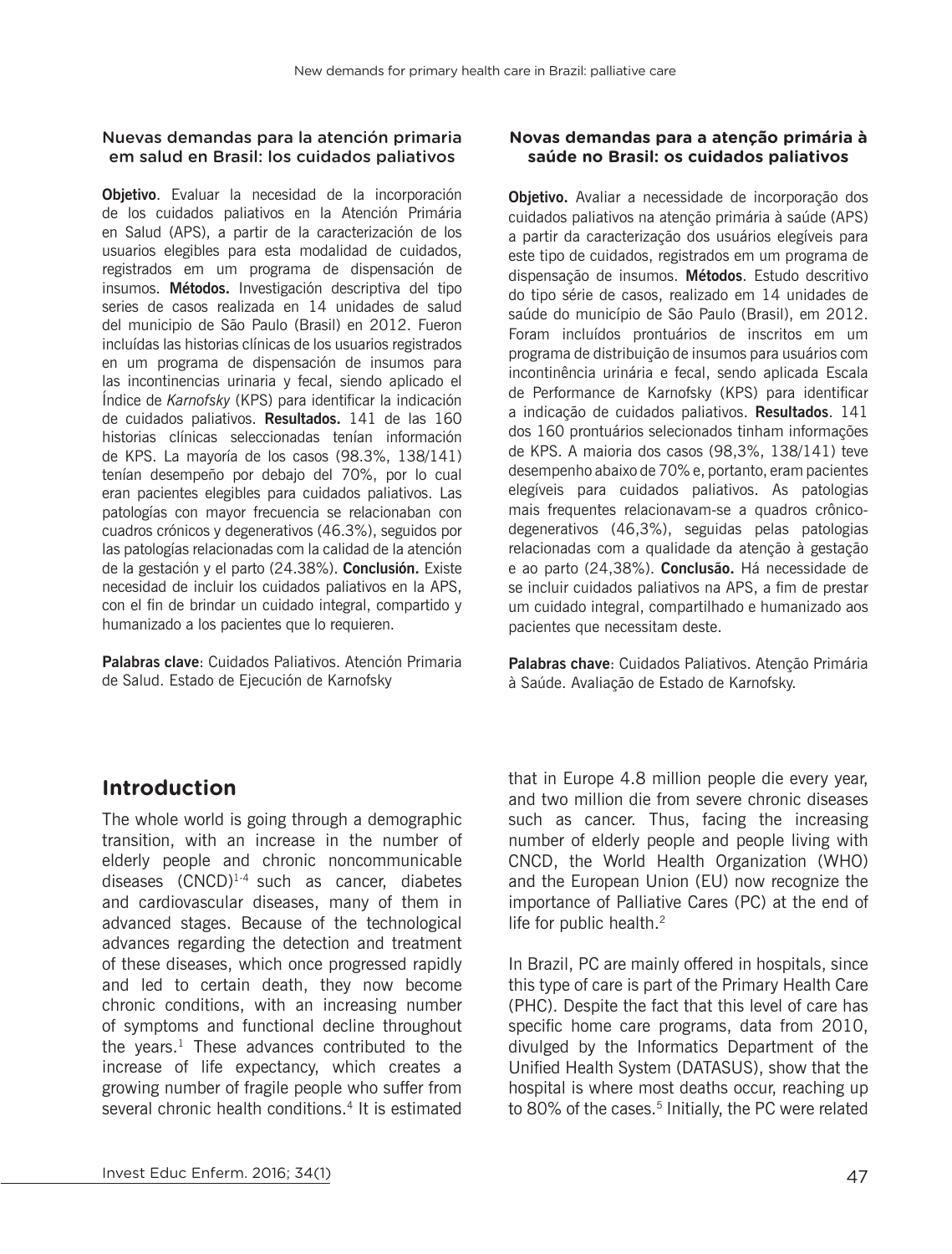### Nuevas demandas para la atención primaria em salud en Brasil: los cuidados paliativos

**Objetivo**. Evaluar la necesidad de la incorporación de los cuidados paliativos en la Atención Primária en Salud (APS), a partir de la caracterización de los usuarios elegibles para esta modalidad de cuidados, registrados em um programa de dispensación de insumos. **Métodos.** Investigación descriptiva del tipo series de casos realizada en 14 unidades de salud del municipio de São Paulo (Brasil) en 2012. Fueron incluídas las historias clínicas de los usuarios registrados en um programa de dispensación de insumos para las incontinencias urinaria y fecal, siendo aplicado el Índice de *Karnofsky* (KPS) para identificar la indicación de cuidados paliativos. **Resultados.** 141 de las 160 historias clínicas seleccionadas tenían información de KPS. La mayoría de los casos (98.3%, 138/141) tenían desempeño por debajo del 70%, por lo cual eran pacientes elegibles para cuidados paliativos. Las patologías con mayor frecuencia se relacionaban con cuadros crónicos y degenerativos (46.3%), seguidos por las patologías relacionadas com la calidad de la atención de la gestación y el parto (24.38%). **Conclusión.** Existe necesidad de incluir los cuidados paliativos en la APS, con el fin de brindar un cuidado integral, compartido y humanizado a los pacientes que lo requieren.

**Palabras clave**: Cuidados Paliativos. Atención Primaria de Salud. Estado de Ejecución de Karnofsky

### Novas demandas para a atenção primária à saúde no Brasil: os cuidados paliativos

**Objetivo.** Avaliar a necessidade de incorporação dos cuidados paliativos na atenção primária à saúde (APS) a partir da caracterização dos usuários elegíveis para este tipo de cuidados, registrados em um programa de dispensação de insumos. **Métodos**. Estudo descritivo do tipo série de casos, realizado em 14 unidades de saúde do município de São Paulo (Brasil), em 2012. Foram incluídos prontuários de inscritos em um programa de distribuição de insumos para usuários com incontinência urinária e fecal, sendo aplicada Escala de Performance de Karnofsky (KPS) para identificar a indicação de cuidados paliativos. **Resultados**. 141 dos 160 prontuários selecionados tinham informações de KPS. A maioria dos casos (98,3%, 138/141) teve desempenho abaixo de 70% e, portanto, eram pacientes elegíveis para cuidados paliativos. As patologias mais frequentes relacionavam-se a quadros crônico-degenerativos (46,3%), seguidas pelas patologias relacionadas com a qualidade da atenção à gestação e ao parto (24,38%). **Conclusão.** Há necessidade de se incluir cuidados paliativos na APS, a fim de prestar um cuidado integral, compartilhado e humanizado aos pacientes que necessitam deste.

**Palabras chave**: Cuidados Paliativos. Atenção Primária à Saúde. Avaliação de Estado de Karnofsky.

## Introduction

The whole world is going through a demographic transition, with an increase in the number of elderly people and chronic noncommunicable diseases (CNCD)[1-4] such as cancer, diabetes and cardiovascular diseases, many of them in advanced stages. Because of the technological advances regarding the detection and treatment of these diseases, which once progressed rapidly and led to certain death, they now become chronic conditions, with an increasing number of symptoms and functional decline throughout the years.[1] These advances contributed to the increase of life expectancy, which creates a growing number of fragile people who suffer from several chronic health conditions.[4] It is estimated that in Europe 4.8 million people die every year, and two million die from severe chronic diseases such as cancer. Thus, facing the increasing number of elderly people and people living with CNCD, the World Health Organization (WHO) and the European Union (EU) now recognize the importance of Palliative Cares (PC) at the end of life for public health.[2]

In Brazil, PC are mainly offered in hospitals, since this type of care is part of the Primary Health Care (PHC). Despite the fact that this level of care has specific home care programs, data from 2010, divulged by the Informatics Department of the Unified Health System (DATASUS), show that the hospital is where most deaths occur, reaching up to 80% of the cases.[5] Initially, the PC were related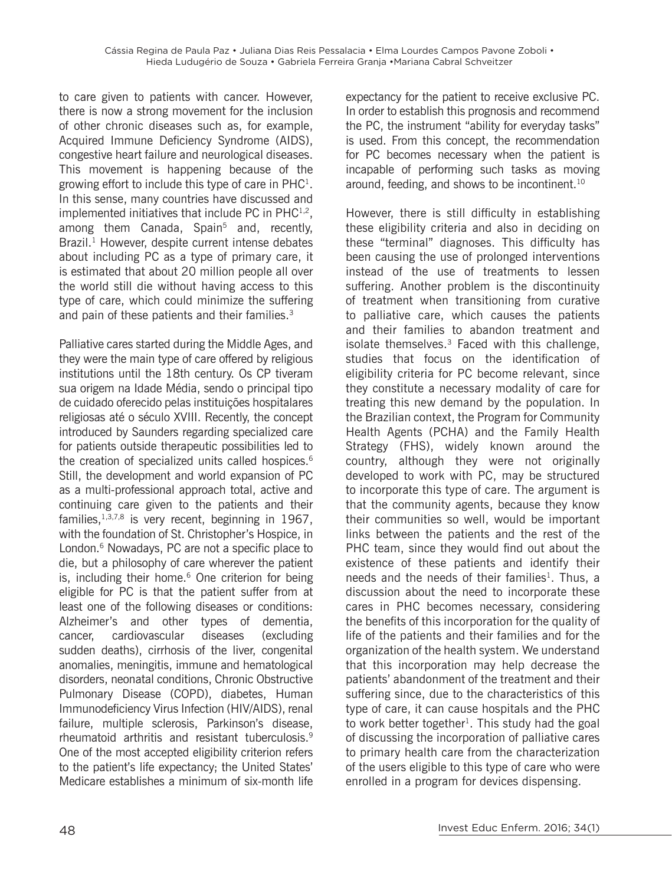to care given to patients with cancer. However, there is now a strong movement for the inclusion of other chronic diseases such as, for example, Acquired Immune Deficiency Syndrome (AIDS), congestive heart failure and neurological diseases. This movement is happening because of the growing effort to include this type of care in PHC[1]. In this sense, many countries have discussed and implemented initiatives that include PC in PHC[1,2], among them Canada, Spain[5] and, recently, Brazil.[1] However, despite current intense debates about including PC as a type of primary care, it is estimated that about 20 million people all over the world still die without having access to this type of care, which could minimize the suffering and pain of these patients and their families.[3]

Palliative cares started during the Middle Ages, and they were the main type of care offered by religious institutions until the 18th century. Os CP tiveram sua origem na Idade Média, sendo o principal tipo de cuidado oferecido pelas instituições hospitalares religiosas até o século XVIII. Recently, the concept introduced by Saunders regarding specialized care for patients outside therapeutic possibilities led to the creation of specialized units called hospices.[6] Still, the development and world expansion of PC as a multi-professional approach total, active and continuing care given to the patients and their families,[1,3,7,8] is very recent, beginning in 1967, with the foundation of St. Christopher's Hospice, in London.[6] Nowadays, PC are not a specific place to die, but a philosophy of care wherever the patient is, including their home.[6] One criterion for being eligible for PC is that the patient suffer from at least one of the following diseases or conditions: Alzheimer's and other types of dementia, cancer, cardiovascular diseases (excluding sudden deaths), cirrhosis of the liver, congenital anomalies, meningitis, immune and hematological disorders, neonatal conditions, Chronic Obstructive Pulmonary Disease (COPD), diabetes, Human Immunodeficiency Virus Infection (HIV/AIDS), renal failure, multiple sclerosis, Parkinson's disease, rheumatoid arthritis and resistant tuberculosis.[9] One of the most accepted eligibility criterion refers to the patient's life expectancy; the United States' Medicare establishes a minimum of six-month life expectancy for the patient to receive exclusive PC. In order to establish this prognosis and recommend the PC, the instrument "ability for everyday tasks" is used. From this concept, the recommendation for PC becomes necessary when the patient is incapable of performing such tasks as moving around, feeding, and shows to be incontinent.[10]

However, there is still difficulty in establishing these eligibility criteria and also in deciding on these "terminal" diagnoses. This difficulty has been causing the use of prolonged interventions instead of the use of treatments to lessen suffering. Another problem is the discontinuity of treatment when transitioning from curative to palliative care, which causes the patients and their families to abandon treatment and isolate themselves.[3] Faced with this challenge, studies that focus on the identification of eligibility criteria for PC become relevant, since they constitute a necessary modality of care for treating this new demand by the population. In the Brazilian context, the Program for Community Health Agents (PCHA) and the Family Health Strategy (FHS), widely known around the country, although they were not originally developed to work with PC, may be structured to incorporate this type of care. The argument is that the community agents, because they know their communities so well, would be important links between the patients and the rest of the PHC team, since they would find out about the existence of these patients and identify their needs and the needs of their families[1]. Thus, a discussion about the need to incorporate these cares in PHC becomes necessary, considering the benefits of this incorporation for the quality of life of the patients and their families and for the organization of the health system. We understand that this incorporation may help decrease the patients' abandonment of the treatment and their suffering since, due to the characteristics of this type of care, it can cause hospitals and the PHC to work better together[1]. This study had the goal of discussing the incorporation of palliative cares to primary health care from the characterization of the users eligible to this type of care who were enrolled in a program for devices dispensing.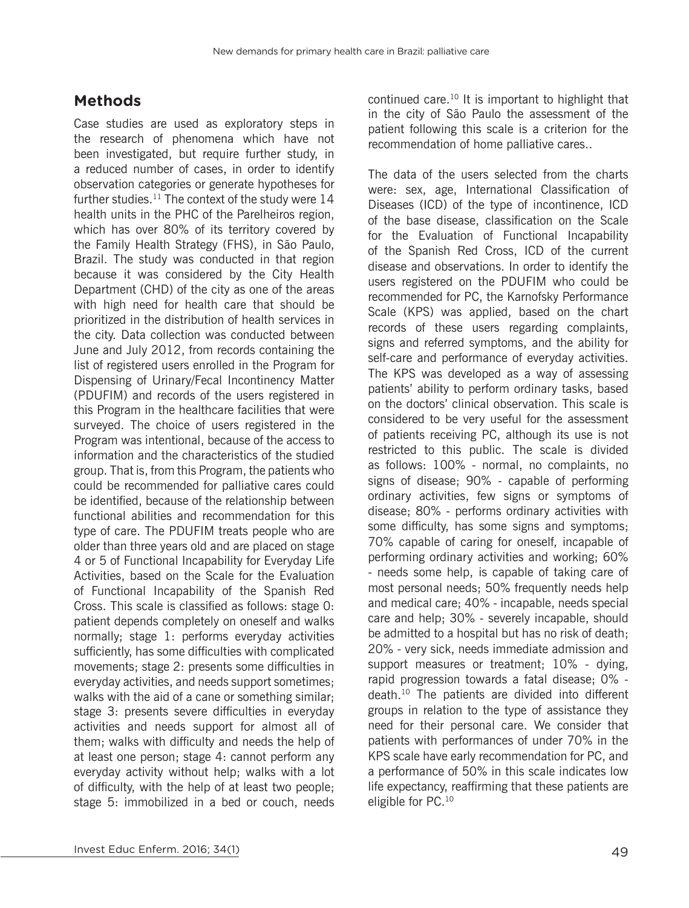## Methods

Case studies are used as exploratory steps in the research of phenomena which have not been investigated, but require further study, in a reduced number of cases, in order to identify observation categories or generate hypotheses for further studies.[11] The context of the study were 14 health units in the PHC of the Parelheiros region, which has over 80% of its territory covered by the Family Health Strategy (FHS), in São Paulo, Brazil. The study was conducted in that region because it was considered by the City Health Department (CHD) of the city as one of the areas with high need for health care that should be prioritized in the distribution of health services in the city. Data collection was conducted between June and July 2012, from records containing the list of registered users enrolled in the Program for Dispensing of Urinary/Fecal Incontinency Matter (PDUFIM) and records of the users registered in this Program in the healthcare facilities that were surveyed. The choice of users registered in the Program was intentional, because of the access to information and the characteristics of the studied group. That is, from this Program, the patients who could be recommended for palliative cares could be identified, because of the relationship between functional abilities and recommendation for this type of care. The PDUFIM treats people who are older than three years old and are placed on stage 4 or 5 of Functional Incapability for Everyday Life Activities, based on the Scale for the Evaluation of Functional Incapability of the Spanish Red Cross. This scale is classified as follows: stage 0: patient depends completely on oneself and walks normally; stage 1: performs everyday activities sufficiently, has some difficulties with complicated movements; stage 2: presents some difficulties in everyday activities, and needs support sometimes; walks with the aid of a cane or something similar; stage 3: presents severe difficulties in everyday activities and needs support for almost all of them; walks with difficulty and needs the help of at least one person; stage 4: cannot perform any everyday activity without help; walks with a lot of difficulty, with the help of at least two people; stage 5: immobilized in a bed or couch, needs continued care.[10] It is important to highlight that in the city of São Paulo the assessment of the patient following this scale is a criterion for the recommendation of home palliative cares..

The data of the users selected from the charts were: sex, age, International Classification of Diseases (ICD) of the type of incontinence, ICD of the base disease, classification on the Scale for the Evaluation of Functional Incapability of the Spanish Red Cross, ICD of the current disease and observations. In order to identify the users registered on the PDUFIM who could be recommended for PC, the Karnofsky Performance Scale (KPS) was applied, based on the chart records of these users regarding complaints, signs and referred symptoms, and the ability for self-care and performance of everyday activities. The KPS was developed as a way of assessing patients' ability to perform ordinary tasks, based on the doctors' clinical observation. This scale is considered to be very useful for the assessment of patients receiving PC, although its use is not restricted to this public. The scale is divided as follows: 100% - normal, no complaints, no signs of disease; 90% - capable of performing ordinary activities, few signs or symptoms of disease; 80% - performs ordinary activities with some difficulty, has some signs and symptoms; 70% capable of caring for oneself, incapable of performing ordinary activities and working; 60% - needs some help, is capable of taking care of most personal needs; 50% frequently needs help and medical care; 40% - incapable, needs special care and help; 30% - severely incapable, should be admitted to a hospital but has no risk of death; 20% - very sick, needs immediate admission and support measures or treatment; 10% - dying, rapid progression towards a fatal disease; 0% - death.[10] The patients are divided into different groups in relation to the type of assistance they need for their personal care. We consider that patients with performances of under 70% in the KPS scale have early recommendation for PC, and a performance of 50% in this scale indicates low life expectancy, reaffirming that these patients are eligible for PC.[10]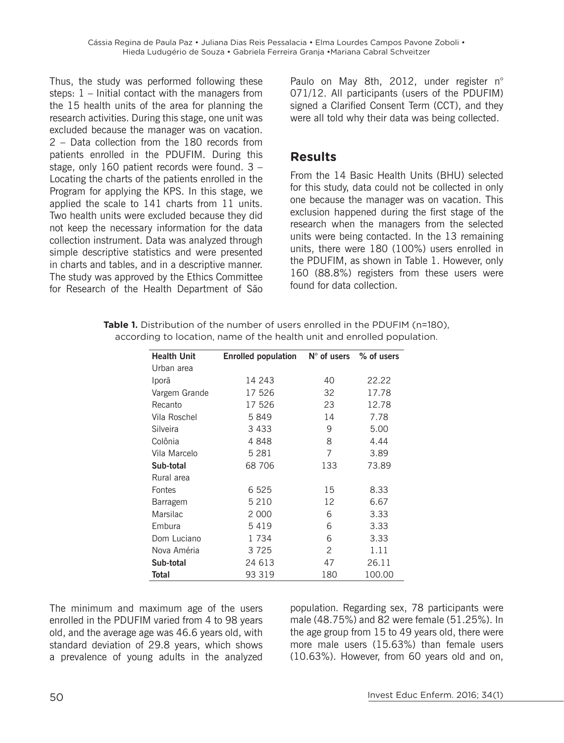Thus, the study was performed following these steps: 1 – Initial contact with the managers from the 15 health units of the area for planning the research activities. During this stage, one unit was excluded because the manager was on vacation. 2 – Data collection from the 180 records from patients enrolled in the PDUFIM. During this stage, only 160 patient records were found. 3 – Locating the charts of the patients enrolled in the Program for applying the KPS. In this stage, we applied the scale to 141 charts from 11 units. Two health units were excluded because they did not keep the necessary information for the data collection instrument. Data was analyzed through simple descriptive statistics and were presented in charts and tables, and in a descriptive manner. The study was approved by the Ethics Committee for Research of the Health Department of São Paulo on May 8th, 2012, under register n° 071/12. All participants (users of the PDUFIM) signed a Clarified Consent Term (CCT), and they were all told why their data was being collected.

## Results

From the 14 Basic Health Units (BHU) selected for this study, data could not be collected in only one because the manager was on vacation. This exclusion happened during the first stage of the research when the managers from the selected units were being contacted. In the 13 remaining units, there were 180 (100%) users enrolled in the PDUFIM, as shown in Table 1. However, only 160 (88.8%) registers from these users were found for data collection.

**Table 1.** Distribution of the number of users enrolled in the PDUFIM (n=180), according to location, name of the health unit and enrolled population.

| Health Unit | Enrolled population | N° of users | % of users |
|---|---|---|---|
| Urban area | | | |
| Iporã | 14 243 | 40 | 22.22 |
| Vargem Grande | 17 526 | 32 | 17.78 |
| Recanto | 17 526 | 23 | 12.78 |
| Vila Roschel | 5 849 | 14 | 7.78 |
| Silveira | 3 433 | 9 | 5.00 |
| Colônia | 4 848 | 8 | 4.44 |
| Vila Marcelo | 5 281 | 7 | 3.89 |
| **Sub-total** | 68 706 | 133 | 73.89 |
| Rural area | | | |
| Fontes | 6 525 | 15 | 8.33 |
| Barragem | 5 210 | 12 | 6.67 |
| Marsilac | 2 000 | 6 | 3.33 |
| Embura | 5 419 | 6 | 3.33 |
| Dom Luciano | 1 734 | 6 | 3.33 |
| Nova Améria | 3 725 | 2 | 1.11 |
| **Sub-total** | 24 613 | 47 | 26.11 |
| **Total** | 93 319 | 180 | 100.00 |

The minimum and maximum age of the users enrolled in the PDUFIM varied from 4 to 98 years old, and the average age was 46.6 years old, with standard deviation of 29.8 years, which shows a prevalence of young adults in the analyzed population. Regarding sex, 78 participants were male (48.75%) and 82 were female (51.25%). In the age group from 15 to 49 years old, there were more male users (15.63%) than female users (10.63%). However, from 60 years old and on,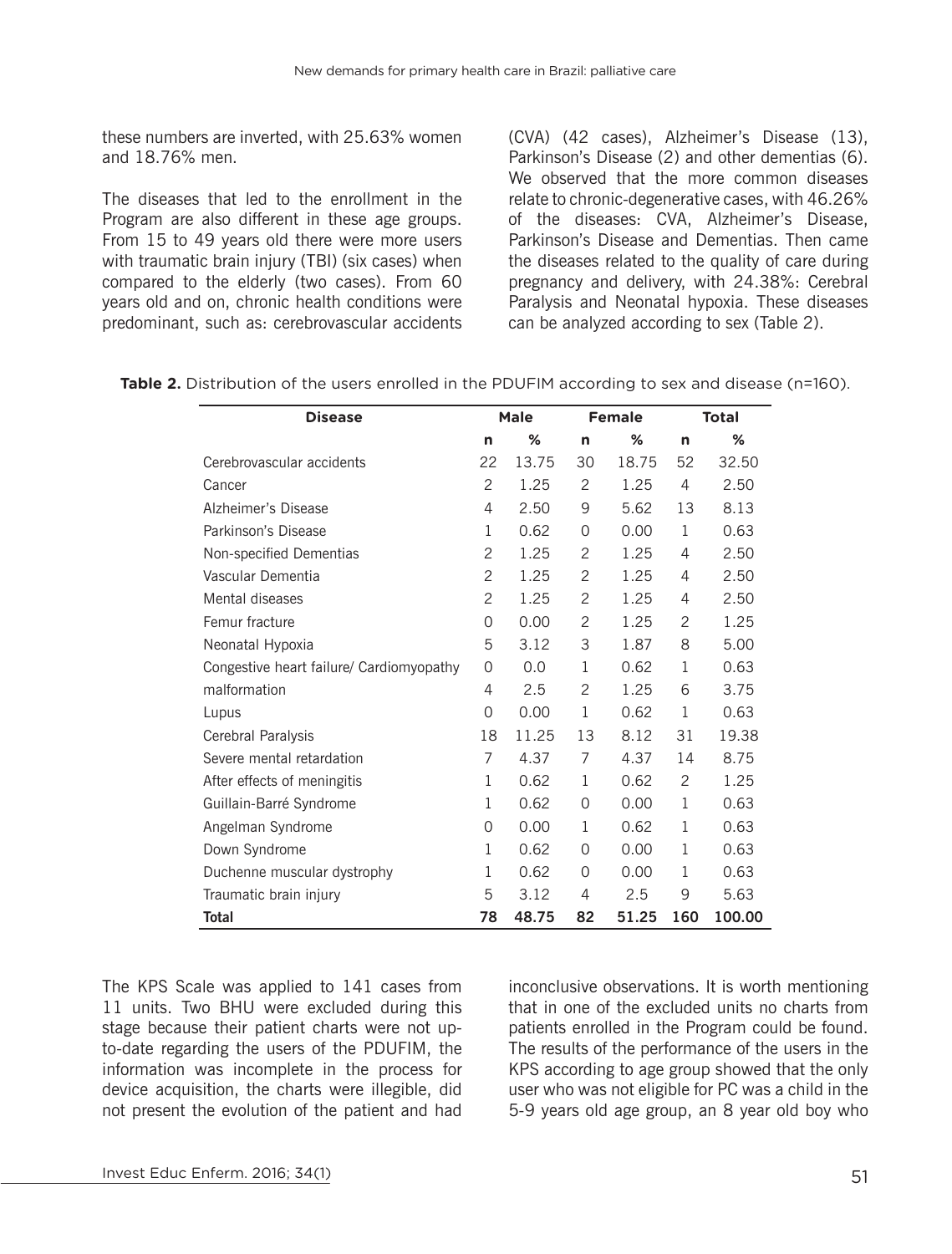these numbers are inverted, with 25.63% women and 18.76% men.

The diseases that led to the enrollment in the Program are also different in these age groups. From 15 to 49 years old there were more users with traumatic brain injury (TBI) (six cases) when compared to the elderly (two cases). From 60 years old and on, chronic health conditions were predominant, such as: cerebrovascular accidents (CVA) (42 cases), Alzheimer's Disease (13), Parkinson's Disease (2) and other dementias (6). We observed that the more common diseases relate to chronic-degenerative cases, with 46.26% of the diseases: CVA, Alzheimer's Disease, Parkinson's Disease and Dementias. Then came the diseases related to the quality of care during pregnancy and delivery, with 24.38%: Cerebral Paralysis and Neonatal hypoxia. These diseases can be analyzed according to sex (Table 2).

**Table 2.** Distribution of the users enrolled in the PDUFIM according to sex and disease (n=160).

| Disease | Male | | Female | | Total | |
|---|---|---|---|---|---|---|
| | n | % | n | % | n | % |
| Cerebrovascular accidents | 22 | 13.75 | 30 | 18.75 | 52 | 32.50 |
| Cancer | 2 | 1.25 | 2 | 1.25 | 4 | 2.50 |
| Alzheimer's Disease | 4 | 2.50 | 9 | 5.62 | 13 | 8.13 |
| Parkinson's Disease | 1 | 0.62 | 0 | 0.00 | 1 | 0.63 |
| Non-specified Dementias | 2 | 1.25 | 2 | 1.25 | 4 | 2.50 |
| Vascular Dementia | 2 | 1.25 | 2 | 1.25 | 4 | 2.50 |
| Mental diseases | 2 | 1.25 | 2 | 1.25 | 4 | 2.50 |
| Femur fracture | 0 | 0.00 | 2 | 1.25 | 2 | 1.25 |
| Neonatal Hypoxia | 5 | 3.12 | 3 | 1.87 | 8 | 5.00 |
| Congestive heart failure/ Cardiomyopathy | 0 | 0.0 | 1 | 0.62 | 1 | 0.63 |
| malformation | 4 | 2.5 | 2 | 1.25 | 6 | 3.75 |
| Lupus | 0 | 0.00 | 1 | 0.62 | 1 | 0.63 |
| Cerebral Paralysis | 18 | 11.25 | 13 | 8.12 | 31 | 19.38 |
| Severe mental retardation | 7 | 4.37 | 7 | 4.37 | 14 | 8.75 |
| After effects of meningitis | 1 | 0.62 | 1 | 0.62 | 2 | 1.25 |
| Guillain-Barré Syndrome | 1 | 0.62 | 0 | 0.00 | 1 | 0.63 |
| Angelman Syndrome | 0 | 0.00 | 1 | 0.62 | 1 | 0.63 |
| Down Syndrome | 1 | 0.62 | 0 | 0.00 | 1 | 0.63 |
| Duchenne muscular dystrophy | 1 | 0.62 | 0 | 0.00 | 1 | 0.63 |
| Traumatic brain injury | 5 | 3.12 | 4 | 2.5 | 9 | 5.63 |
| **Total** | **78** | **48.75** | **82** | **51.25** | **160** | **100.00** |

The KPS Scale was applied to 141 cases from 11 units. Two BHU were excluded during this stage because their patient charts were not up-to-date regarding the users of the PDUFIM, the information was incomplete in the process for device acquisition, the charts were illegible, did not present the evolution of the patient and had inconclusive observations. It is worth mentioning that in one of the excluded units no charts from patients enrolled in the Program could be found. The results of the performance of the users in the KPS according to age group showed that the only user who was not eligible for PC was a child in the 5-9 years old age group, an 8 year old boy who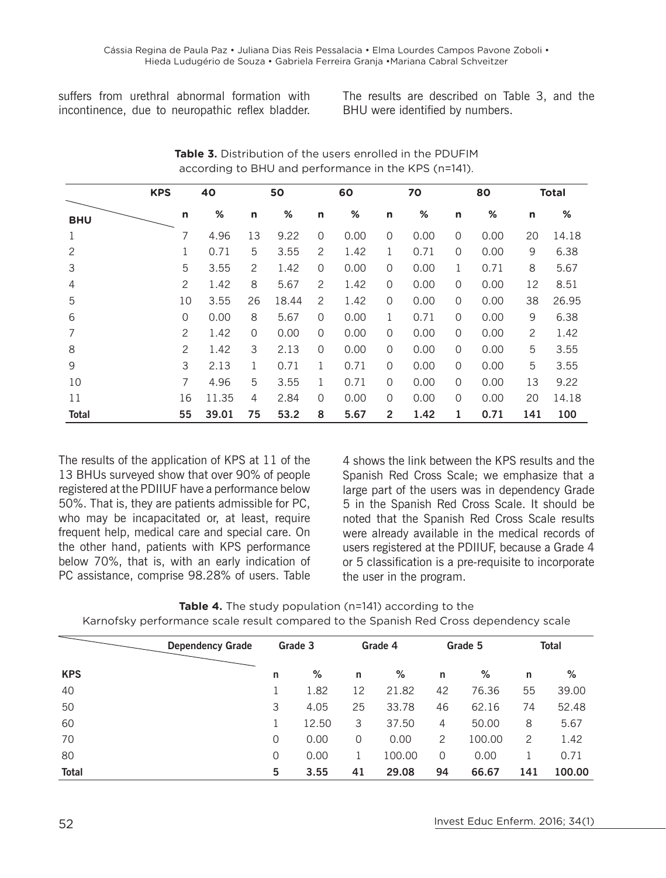suffers from urethral abnormal formation with incontinence, due to neuropathic reflex bladder. The results are described on Table 3, and the BHU were identified by numbers.

**Table 3.** Distribution of the users enrolled in the PDUFIM according to BHU and performance in the KPS (n=141).

| KPS | 40 | | 50 | | 60 | | 70 | | 80 | | Total | |
|---|---|---|---|---|---|---|---|---|---|---|---|---|
| BHU | n | % | n | % | n | % | n | % | n | % | n | % |
| 1 | 7 | 4.96 | 13 | 9.22 | 0 | 0.00 | 0 | 0.00 | 0 | 0.00 | 20 | 14.18 |
| 2 | 1 | 0.71 | 5 | 3.55 | 2 | 1.42 | 1 | 0.71 | 0 | 0.00 | 9 | 6.38 |
| 3 | 5 | 3.55 | 2 | 1.42 | 0 | 0.00 | 0 | 0.00 | 1 | 0.71 | 8 | 5.67 |
| 4 | 2 | 1.42 | 8 | 5.67 | 2 | 1.42 | 0 | 0.00 | 0 | 0.00 | 12 | 8.51 |
| 5 | 10 | 3.55 | 26 | 18.44 | 2 | 1.42 | 0 | 0.00 | 0 | 0.00 | 38 | 26.95 |
| 6 | 0 | 0.00 | 8 | 5.67 | 0 | 0.00 | 1 | 0.71 | 0 | 0.00 | 9 | 6.38 |
| 7 | 2 | 1.42 | 0 | 0.00 | 0 | 0.00 | 0 | 0.00 | 0 | 0.00 | 2 | 1.42 |
| 8 | 2 | 1.42 | 3 | 2.13 | 0 | 0.00 | 0 | 0.00 | 0 | 0.00 | 5 | 3.55 |
| 9 | 3 | 2.13 | 1 | 0.71 | 1 | 0.71 | 0 | 0.00 | 0 | 0.00 | 5 | 3.55 |
| 10 | 7 | 4.96 | 5 | 3.55 | 1 | 0.71 | 0 | 0.00 | 0 | 0.00 | 13 | 9.22 |
| 11 | 16 | 11.35 | 4 | 2.84 | 0 | 0.00 | 0 | 0.00 | 0 | 0.00 | 20 | 14.18 |
| **Total** | **55** | **39.01** | **75** | **53.2** | **8** | **5.67** | **2** | **1.42** | **1** | **0.71** | **141** | **100** |

The results of the application of KPS at 11 of the 13 BHUs surveyed show that over 90% of people registered at the PDIIUF have a performance below 50%. That is, they are patients admissible for PC, who may be incapacitated or, at least, require frequent help, medical care and special care. On the other hand, patients with KPS performance below 70%, that is, with an early indication of PC assistance, comprise 98.28% of users. Table 4 shows the link between the KPS results and the Spanish Red Cross Scale; we emphasize that a large part of the users was in dependency Grade 5 in the Spanish Red Cross Scale. It should be noted that the Spanish Red Cross Scale results were already available in the medical records of users registered at the PDIIUF, because a Grade 4 or 5 classification is a pre-requisite to incorporate the user in the program.

**Table 4.** The study population (n=141) according to the Karnofsky performance scale result compared to the Spanish Red Cross dependency scale

| Dependency Grade | Grade 3 | | Grade 4 | | Grade 5 | | Total | |
|---|---|---|---|---|---|---|---|---|
| KPS | n | % | n | % | n | % | n | % |
| 40 | 1 | 1.82 | 12 | 21.82 | 42 | 76.36 | 55 | 39.00 |
| 50 | 3 | 4.05 | 25 | 33.78 | 46 | 62.16 | 74 | 52.48 |
| 60 | 1 | 12.50 | 3 | 37.50 | 4 | 50.00 | 8 | 5.67 |
| 70 | 0 | 0.00 | 0 | 0.00 | 2 | 100.00 | 2 | 1.42 |
| 80 | 0 | 0.00 | 1 | 100.00 | 0 | 0.00 | 1 | 0.71 |
| **Total** | **5** | **3.55** | **41** | **29.08** | **94** | **66.67** | **141** | **100.00** |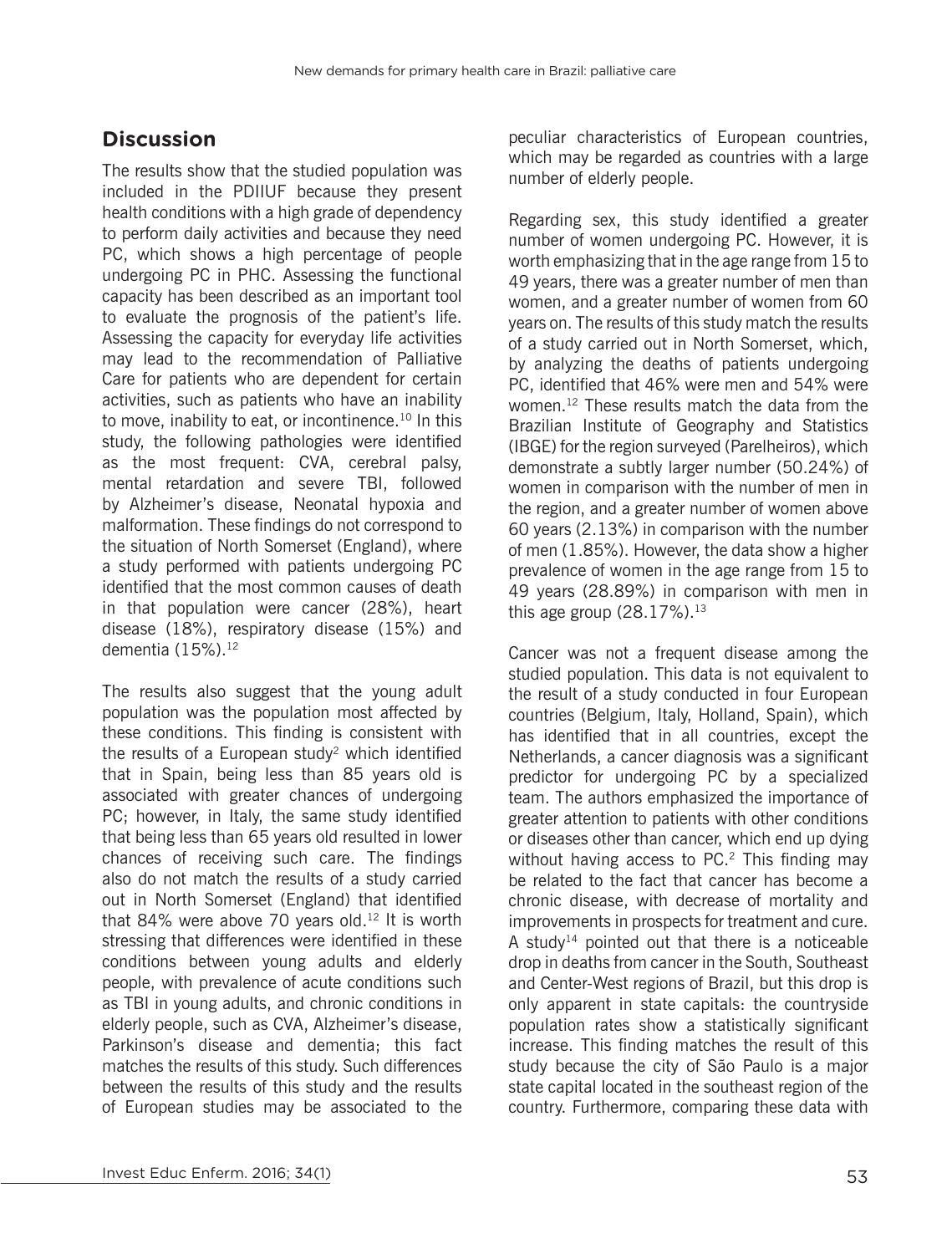## Discussion

The results show that the studied population was included in the PDIIUF because they present health conditions with a high grade of dependency to perform daily activities and because they need PC, which shows a high percentage of people undergoing PC in PHC. Assessing the functional capacity has been described as an important tool to evaluate the prognosis of the patient's life. Assessing the capacity for everyday life activities may lead to the recommendation of Palliative Care for patients who are dependent for certain activities, such as patients who have an inability to move, inability to eat, or incontinence.[10] In this study, the following pathologies were identified as the most frequent: CVA, cerebral palsy, mental retardation and severe TBI, followed by Alzheimer's disease, Neonatal hypoxia and malformation. These findings do not correspond to the situation of North Somerset (England), where a study performed with patients undergoing PC identified that the most common causes of death in that population were cancer (28%), heart disease (18%), respiratory disease (15%) and dementia (15%).[12]

The results also suggest that the young adult population was the population most affected by these conditions. This finding is consistent with the results of a European study[2] which identified that in Spain, being less than 85 years old is associated with greater chances of undergoing PC; however, in Italy, the same study identified that being less than 65 years old resulted in lower chances of receiving such care. The findings also do not match the results of a study carried out in North Somerset (England) that identified that 84% were above 70 years old.[12] It is worth stressing that differences were identified in these conditions between young adults and elderly people, with prevalence of acute conditions such as TBI in young adults, and chronic conditions in elderly people, such as CVA, Alzheimer's disease, Parkinson's disease and dementia; this fact matches the results of this study. Such differences between the results of this study and the results of European studies may be associated to the peculiar characteristics of European countries, which may be regarded as countries with a large number of elderly people.

Regarding sex, this study identified a greater number of women undergoing PC. However, it is worth emphasizing that in the age range from 15 to 49 years, there was a greater number of men than women, and a greater number of women from 60 years on. The results of this study match the results of a study carried out in North Somerset, which, by analyzing the deaths of patients undergoing PC, identified that 46% were men and 54% were women.[12] These results match the data from the Brazilian Institute of Geography and Statistics (IBGE) for the region surveyed (Parelheiros), which demonstrate a subtly larger number (50.24%) of women in comparison with the number of men in the region, and a greater number of women above 60 years (2.13%) in comparison with the number of men (1.85%). However, the data show a higher prevalence of women in the age range from 15 to 49 years (28.89%) in comparison with men in this age group (28.17%).[13]

Cancer was not a frequent disease among the studied population. This data is not equivalent to the result of a study conducted in four European countries (Belgium, Italy, Holland, Spain), which has identified that in all countries, except the Netherlands, a cancer diagnosis was a significant predictor for undergoing PC by a specialized team. The authors emphasized the importance of greater attention to patients with other conditions or diseases other than cancer, which end up dying without having access to PC.[2] This finding may be related to the fact that cancer has become a chronic disease, with decrease of mortality and improvements in prospects for treatment and cure. A study[14] pointed out that there is a noticeable drop in deaths from cancer in the South, Southeast and Center-West regions of Brazil, but this drop is only apparent in state capitals: the countryside population rates show a statistically significant increase. This finding matches the result of this study because the city of São Paulo is a major state capital located in the southeast region of the country. Furthermore, comparing these data with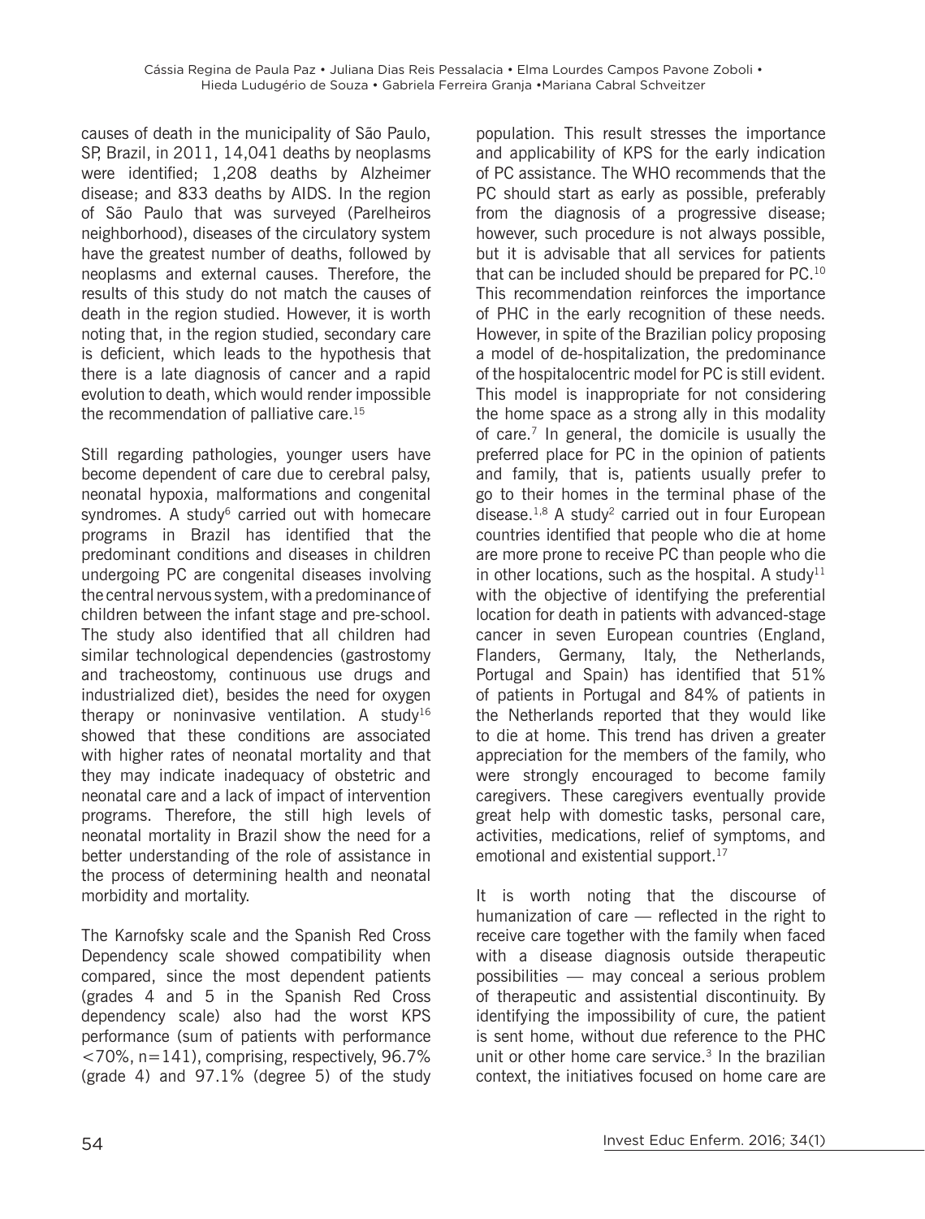causes of death in the municipality of São Paulo, SP, Brazil, in 2011, 14,041 deaths by neoplasms were identified; 1,208 deaths by Alzheimer disease; and 833 deaths by AIDS. In the region of São Paulo that was surveyed (Parelheiros neighborhood), diseases of the circulatory system have the greatest number of deaths, followed by neoplasms and external causes. Therefore, the results of this study do not match the causes of death in the region studied. However, it is worth noting that, in the region studied, secondary care is deficient, which leads to the hypothesis that there is a late diagnosis of cancer and a rapid evolution to death, which would render impossible the recommendation of palliative care.[15]

Still regarding pathologies, younger users have become dependent of care due to cerebral palsy, neonatal hypoxia, malformations and congenital syndromes. A study[6] carried out with homecare programs in Brazil has identified that the predominant conditions and diseases in children undergoing PC are congenital diseases involving the central nervous system, with a predominance of children between the infant stage and pre-school. The study also identified that all children had similar technological dependencies (gastrostomy and tracheostomy, continuous use drugs and industrialized diet), besides the need for oxygen therapy or noninvasive ventilation. A study[16] showed that these conditions are associated with higher rates of neonatal mortality and that they may indicate inadequacy of obstetric and neonatal care and a lack of impact of intervention programs. Therefore, the still high levels of neonatal mortality in Brazil show the need for a better understanding of the role of assistance in the process of determining health and neonatal morbidity and mortality.

The Karnofsky scale and the Spanish Red Cross Dependency scale showed compatibility when compared, since the most dependent patients (grades 4 and 5 in the Spanish Red Cross dependency scale) also had the worst KPS performance (sum of patients with performance <70%, n=141), comprising, respectively, 96.7% (grade 4) and 97.1% (degree 5) of the study population. This result stresses the importance and applicability of KPS for the early indication of PC assistance. The WHO recommends that the PC should start as early as possible, preferably from the diagnosis of a progressive disease; however, such procedure is not always possible, but it is advisable that all services for patients that can be included should be prepared for PC.[10] This recommendation reinforces the importance of PHC in the early recognition of these needs. However, in spite of the Brazilian policy proposing a model of de-hospitalization, the predominance of the hospitalocentric model for PC is still evident. This model is inappropriate for not considering the home space as a strong ally in this modality of care.[7] In general, the domicile is usually the preferred place for PC in the opinion of patients and family, that is, patients usually prefer to go to their homes in the terminal phase of the disease.[1,8] A study[2] carried out in four European countries identified that people who die at home are more prone to receive PC than people who die in other locations, such as the hospital. A study[11] with the objective of identifying the preferential location for death in patients with advanced-stage cancer in seven European countries (England, Flanders, Germany, Italy, the Netherlands, Portugal and Spain) has identified that 51% of patients in Portugal and 84% of patients in the Netherlands reported that they would like to die at home. This trend has driven a greater appreciation for the members of the family, who were strongly encouraged to become family caregivers. These caregivers eventually provide great help with domestic tasks, personal care, activities, medications, relief of symptoms, and emotional and existential support.[17]

It is worth noting that the discourse of humanization of care — reflected in the right to receive care together with the family when faced with a disease diagnosis outside therapeutic possibilities — may conceal a serious problem of therapeutic and assistential discontinuity. By identifying the impossibility of cure, the patient is sent home, without due reference to the PHC unit or other home care service.[3] In the brazilian context, the initiatives focused on home care are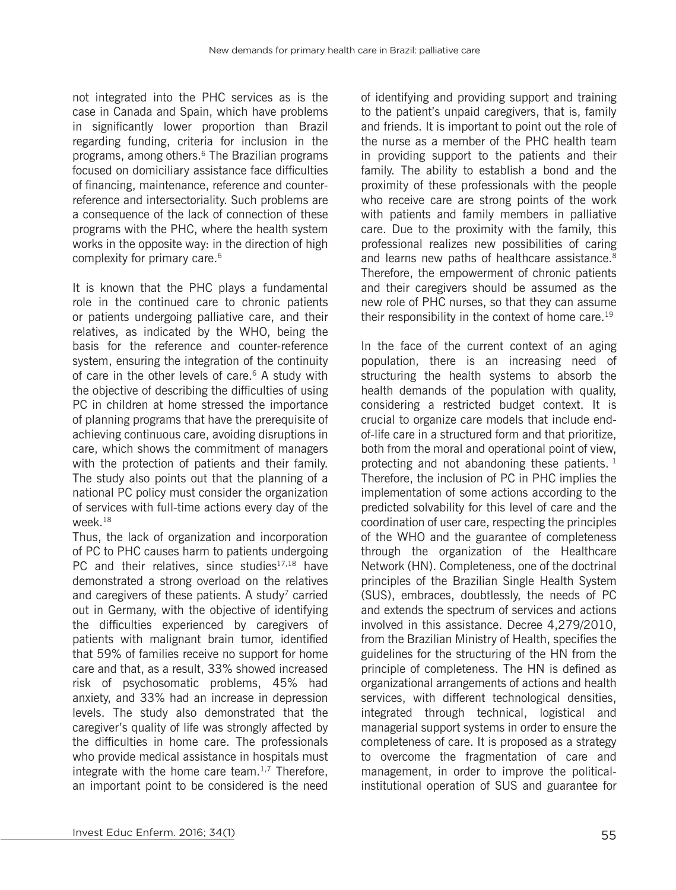not integrated into the PHC services as is the case in Canada and Spain, which have problems in significantly lower proportion than Brazil regarding funding, criteria for inclusion in the programs, among others.[6] The Brazilian programs focused on domiciliary assistance face difficulties of financing, maintenance, reference and counter-reference and intersectoriality. Such problems are a consequence of the lack of connection of these programs with the PHC, where the health system works in the opposite way: in the direction of high complexity for primary care.[6]

It is known that the PHC plays a fundamental role in the continued care to chronic patients or patients undergoing palliative care, and their relatives, as indicated by the WHO, being the basis for the reference and counter-reference system, ensuring the integration of the continuity of care in the other levels of care.[6] A study with the objective of describing the difficulties of using PC in children at home stressed the importance of planning programs that have the prerequisite of achieving continuous care, avoiding disruptions in care, which shows the commitment of managers with the protection of patients and their family. The study also points out that the planning of a national PC policy must consider the organization of services with full-time actions every day of the week.[18]

Thus, the lack of organization and incorporation of PC to PHC causes harm to patients undergoing PC and their relatives, since studies[17,18] have demonstrated a strong overload on the relatives and caregivers of these patients. A study[7] carried out in Germany, with the objective of identifying the difficulties experienced by caregivers of patients with malignant brain tumor, identified that 59% of families receive no support for home care and that, as a result, 33% showed increased risk of psychosomatic problems, 45% had anxiety, and 33% had an increase in depression levels. The study also demonstrated that the caregiver's quality of life was strongly affected by the difficulties in home care. The professionals who provide medical assistance in hospitals must integrate with the home care team.[1,7] Therefore, an important point to be considered is the need of identifying and providing support and training to the patient's unpaid caregivers, that is, family and friends. It is important to point out the role of the nurse as a member of the PHC health team in providing support to the patients and their family. The ability to establish a bond and the proximity of these professionals with the people who receive care are strong points of the work with patients and family members in palliative care. Due to the proximity with the family, this professional realizes new possibilities of caring and learns new paths of healthcare assistance.[8] Therefore, the empowerment of chronic patients and their caregivers should be assumed as the new role of PHC nurses, so that they can assume their responsibility in the context of home care.[19]

In the face of the current context of an aging population, there is an increasing need of structuring the health systems to absorb the health demands of the population with quality, considering a restricted budget context. It is crucial to organize care models that include end-of-life care in a structured form and that prioritize, both from the moral and operational point of view, protecting and not abandoning these patients.[1] Therefore, the inclusion of PC in PHC implies the implementation of some actions according to the predicted solvability for this level of care and the coordination of user care, respecting the principles of the WHO and the guarantee of completeness through the organization of the Healthcare Network (HN). Completeness, one of the doctrinal principles of the Brazilian Single Health System (SUS), embraces, doubtlessly, the needs of PC and extends the spectrum of services and actions involved in this assistance. Decree 4,279/2010, from the Brazilian Ministry of Health, specifies the guidelines for the structuring of the HN from the principle of completeness. The HN is defined as organizational arrangements of actions and health services, with different technological densities, integrated through technical, logistical and managerial support systems in order to ensure the completeness of care. It is proposed as a strategy to overcome the fragmentation of care and management, in order to improve the political-institutional operation of SUS and guarantee for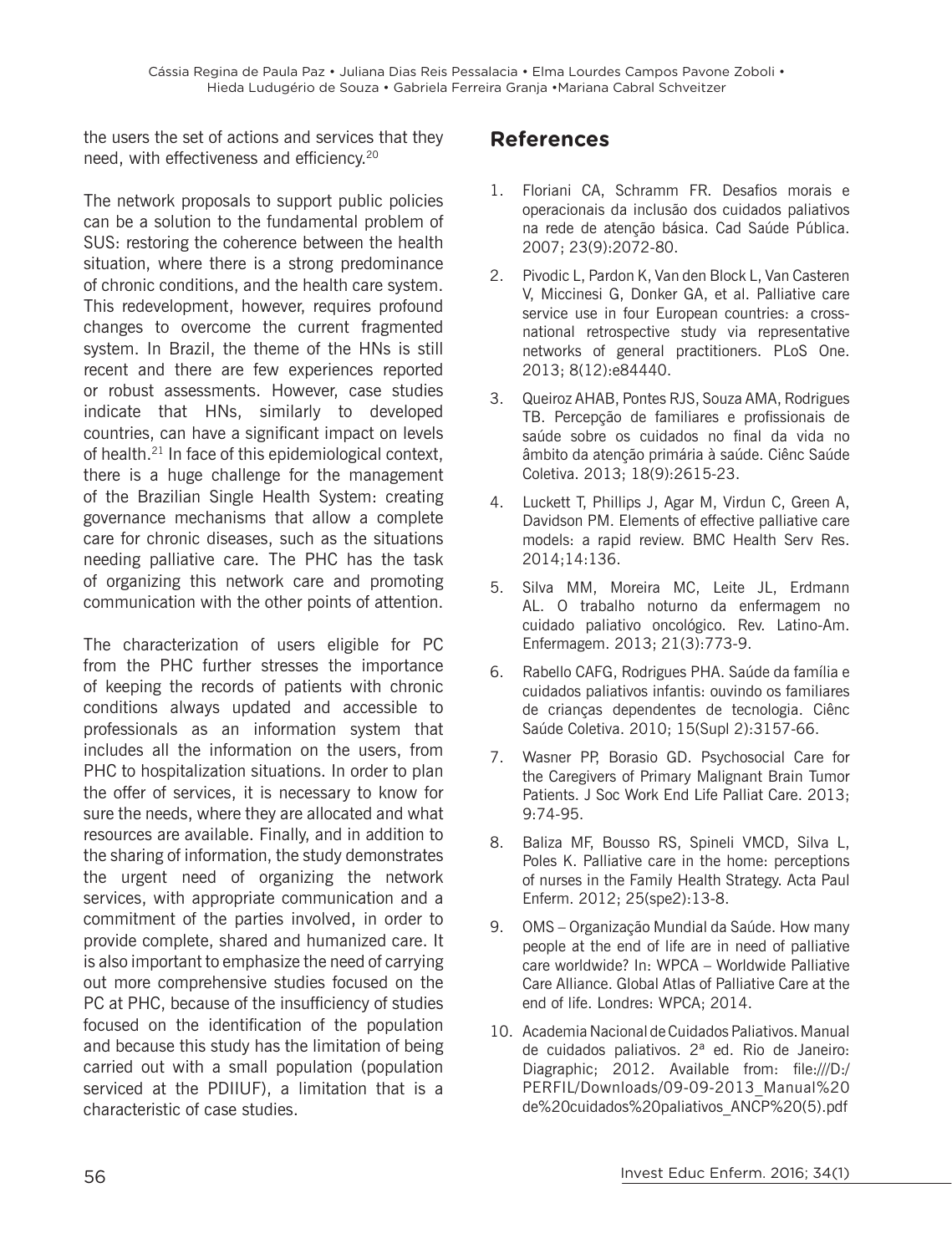the users the set of actions and services that they need, with effectiveness and efficiency.[20]

The network proposals to support public policies can be a solution to the fundamental problem of SUS: restoring the coherence between the health situation, where there is a strong predominance of chronic conditions, and the health care system. This redevelopment, however, requires profound changes to overcome the current fragmented system. In Brazil, the theme of the HNs is still recent and there are few experiences reported or robust assessments. However, case studies indicate that HNs, similarly to developed countries, can have a significant impact on levels of health.[21] In face of this epidemiological context, there is a huge challenge for the management of the Brazilian Single Health System: creating governance mechanisms that allow a complete care for chronic diseases, such as the situations needing palliative care. The PHC has the task of organizing this network care and promoting communication with the other points of attention.

The characterization of users eligible for PC from the PHC further stresses the importance of keeping the records of patients with chronic conditions always updated and accessible to professionals as an information system that includes all the information on the users, from PHC to hospitalization situations. In order to plan the offer of services, it is necessary to know for sure the needs, where they are allocated and what resources are available. Finally, and in addition to the sharing of information, the study demonstrates the urgent need of organizing the network services, with appropriate communication and a commitment of the parties involved, in order to provide complete, shared and humanized care. It is also important to emphasize the need of carrying out more comprehensive studies focused on the PC at PHC, because of the insufficiency of studies focused on the identification of the population and because this study has the limitation of being carried out with a small population (population serviced at the PDIIUF), a limitation that is a characteristic of case studies.

## References

1. Floriani CA, Schramm FR. Desafios morais e operacionais da inclusão dos cuidados paliativos na rede de atenção básica. Cad Saúde Pública. 2007; 23(9):2072-80.
2. Pivodic L, Pardon K, Van den Block L, Van Casteren V, Miccinesi G, Donker GA, et al. Palliative care service use in four European countries: a cross-national retrospective study via representative networks of general practitioners. PLoS One. 2013; 8(12):e84440.
3. Queiroz AHAB, Pontes RJS, Souza AMA, Rodrigues TB. Percepção de familiares e profissionais de saúde sobre os cuidados no final da vida no âmbito da atenção primária à saúde. Ciênc Saúde Coletiva. 2013; 18(9):2615-23.
4. Luckett T, Phillips J, Agar M, Virdun C, Green A, Davidson PM. Elements of effective palliative care models: a rapid review. BMC Health Serv Res. 2014;14:136.
5. Silva MM, Moreira MC, Leite JL, Erdmann AL. O trabalho noturno da enfermagem no cuidado paliativo oncológico. Rev. Latino-Am. Enfermagem. 2013; 21(3):773-9.
6. Rabello CAFG, Rodrigues PHA. Saúde da família e cuidados paliativos infantis: ouvindo os familiares de crianças dependentes de tecnologia. Ciênc Saúde Coletiva. 2010; 15(Supl 2):3157-66.
7. Wasner PP, Borasio GD. Psychosocial Care for the Caregivers of Primary Malignant Brain Tumor Patients. J Soc Work End Life Palliat Care. 2013; 9:74-95.
8. Baliza MF, Bousso RS, Spineli VMCD, Silva L, Poles K. Palliative care in the home: perceptions of nurses in the Family Health Strategy. Acta Paul Enferm. 2012; 25(spe2):13-8.
9. OMS – Organização Mundial da Saúde. How many people at the end of life are in need of palliative care worldwide? In: WPCA – Worldwide Palliative Care Alliance. Global Atlas of Palliative Care at the end of life. Londres: WPCA; 2014.
10. Academia Nacional de Cuidados Paliativos. Manual de cuidados paliativos. 2ª ed. Rio de Janeiro: Diagraphic; 2012. Available from: file:///D:/PERFIL/Downloads/09-09-2013_Manual%20de%20cuidados%20paliativos_ANCP%20(5).pdf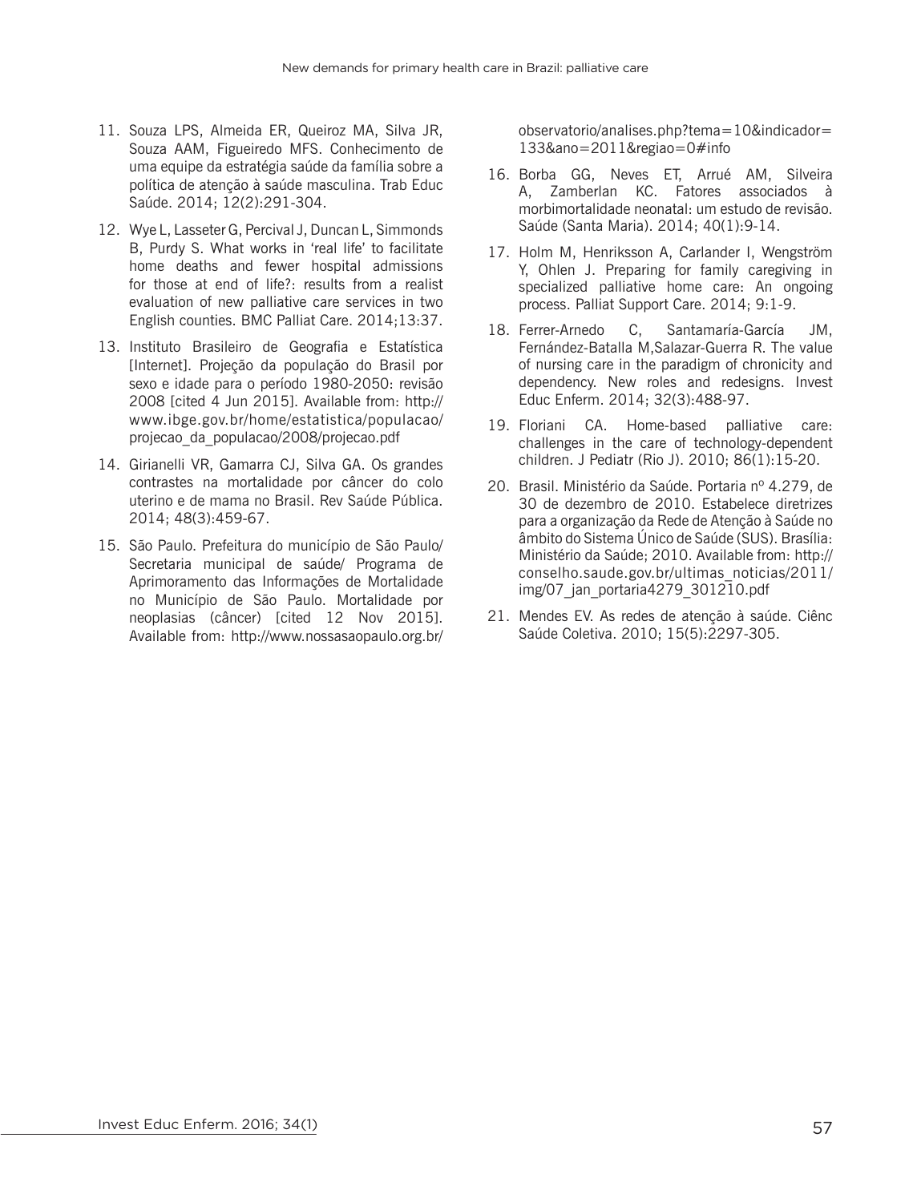11. Souza LPS, Almeida ER, Queiroz MA, Silva JR, Souza AAM, Figueiredo MFS. Conhecimento de uma equipe da estratégia saúde da família sobre a política de atenção à saúde masculina. Trab Educ Saúde. 2014; 12(2):291-304.

12. Wye L, Lasseter G, Percival J, Duncan L, Simmonds B, Purdy S. What works in 'real life' to facilitate home deaths and fewer hospital admissions for those at end of life?: results from a realist evaluation of new palliative care services in two English counties. BMC Palliat Care. 2014;13:37.

13. Instituto Brasileiro de Geografia e Estatística [Internet]. Projeção da população do Brasil por sexo e idade para o período 1980-2050: revisão 2008 [cited 4 Jun 2015]. Available from: http://www.ibge.gov.br/home/estatistica/populacao/projecao_da_populacao/2008/projecao.pdf

14. Girianelli VR, Gamarra CJ, Silva GA. Os grandes contrastes na mortalidade por câncer do colo uterino e de mama no Brasil. Rev Saúde Pública. 2014; 48(3):459-67.

15. São Paulo. Prefeitura do município de São Paulo/ Secretaria municipal de saúde/ Programa de Aprimoramento das Informações de Mortalidade no Município de São Paulo. Mortalidade por neoplasias (câncer) [cited 12 Nov 2015]. Available from: http://www.nossasaopaulo.org.br/observatorio/analises.php?tema=10&indicador=133&ano=2011&regiao=0#info

16. Borba GG, Neves ET, Arrué AM, Silveira A, Zamberlan KC. Fatores associados à morbimortalidade neonatal: um estudo de revisão. Saúde (Santa Maria). 2014; 40(1):9-14.

17. Holm M, Henriksson A, Carlander I, Wengström Y, Ohlen J. Preparing for family caregiving in specialized palliative home care: An ongoing process. Palliat Support Care. 2014; 9:1-9.

18. Ferrer-Arnedo C, Santamaría-García JM, Fernández-Batalla M,Salazar-Guerra R. The value of nursing care in the paradigm of chronicity and dependency. New roles and redesigns. Invest Educ Enferm. 2014; 32(3):488-97.

19. Floriani CA. Home-based palliative care: challenges in the care of technology-dependent children. J Pediatr (Rio J). 2010; 86(1):15-20.

20. Brasil. Ministério da Saúde. Portaria nº 4.279, de 30 de dezembro de 2010. Estabelece diretrizes para a organização da Rede de Atenção à Saúde no âmbito do Sistema Único de Saúde (SUS). Brasília: Ministério da Saúde; 2010. Available from: http://conselho.saude.gov.br/ultimas_noticias/2011/img/07_jan_portaria4279_301210.pdf

21. Mendes EV. As redes de atenção à saúde. Ciênc Saúde Coletiva. 2010; 15(5):2297-305.